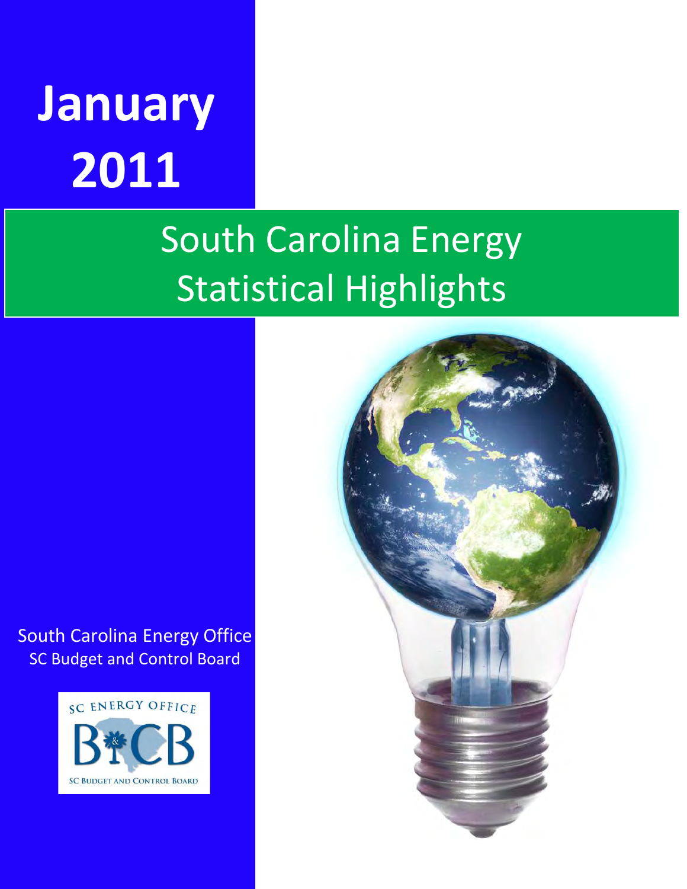# January 2011

# South Carolina Energy Statistical Highlights

South Carolina Energy Office
SC Budget and Control Board

SC ENERGY OFFICE
B&CB
SC BUDGET AND CONTROL BOARD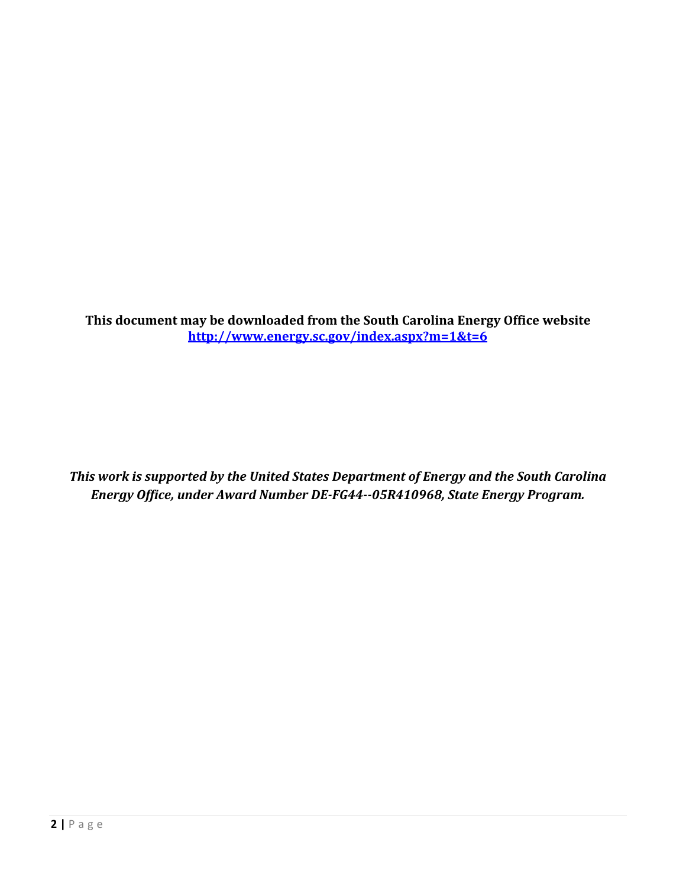**This document may be downloaded from the South Carolina Energy Office website**
**[http://www.energy.sc.gov/index.aspx?m=1&t=6](http://www.energy.sc.gov/index.aspx?m=1&t=6)**

***This work is supported by the United States Department of Energy and the South Carolina Energy Office, under Award Number DE-FG44--05R410968, State Energy Program.***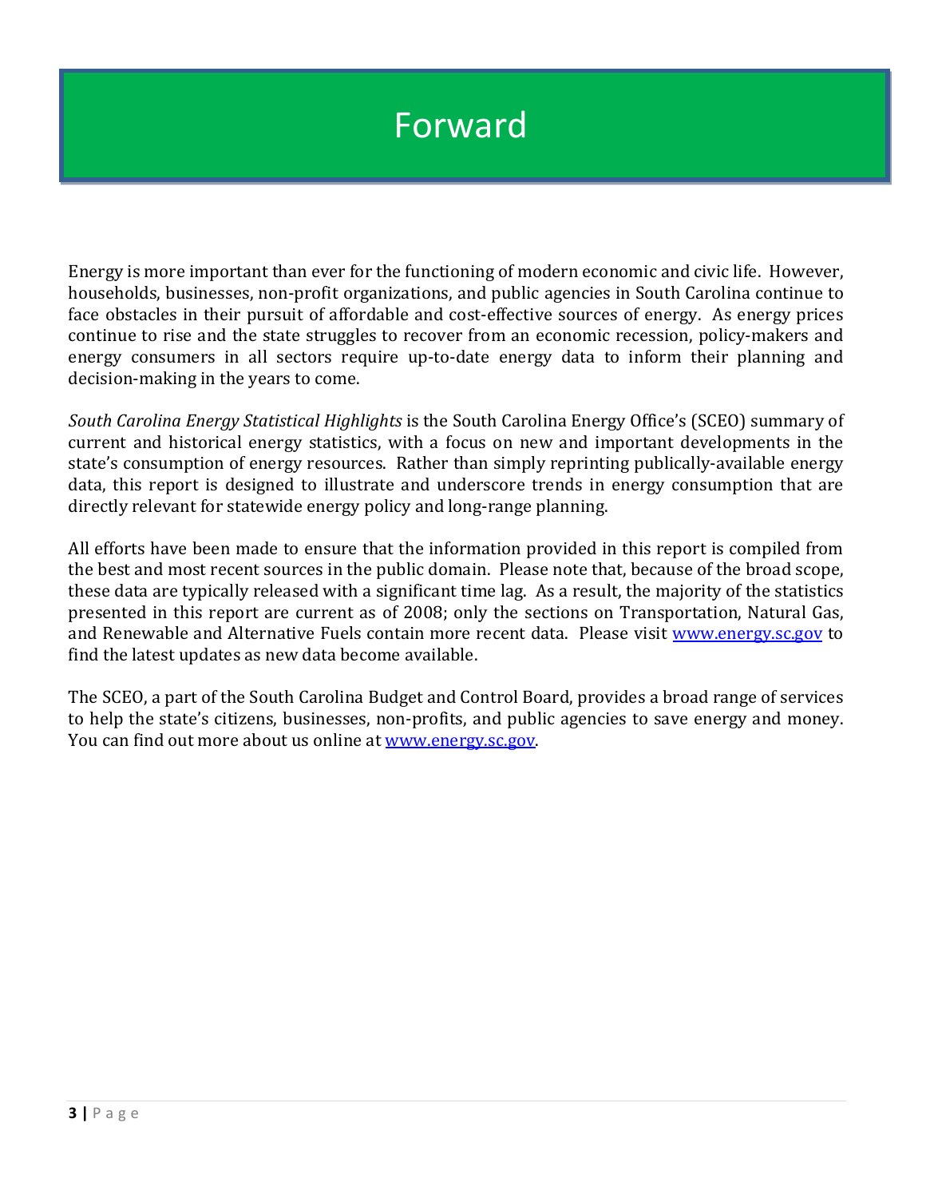# Forward

Energy is more important than ever for the functioning of modern economic and civic life. However, households, businesses, non-profit organizations, and public agencies in South Carolina continue to face obstacles in their pursuit of affordable and cost-effective sources of energy. As energy prices continue to rise and the state struggles to recover from an economic recession, policy-makers and energy consumers in all sectors require up-to-date energy data to inform their planning and decision-making in the years to come.

*South Carolina Energy Statistical Highlights* is the South Carolina Energy Office's (SCEO) summary of current and historical energy statistics, with a focus on new and important developments in the state's consumption of energy resources. Rather than simply reprinting publically-available energy data, this report is designed to illustrate and underscore trends in energy consumption that are directly relevant for statewide energy policy and long-range planning.

All efforts have been made to ensure that the information provided in this report is compiled from the best and most recent sources in the public domain. Please note that, because of the broad scope, these data are typically released with a significant time lag. As a result, the majority of the statistics presented in this report are current as of 2008; only the sections on Transportation, Natural Gas, and Renewable and Alternative Fuels contain more recent data. Please visit [www.energy.sc.gov](http://www.energy.sc.gov) to find the latest updates as new data become available.

The SCEO, a part of the South Carolina Budget and Control Board, provides a broad range of services to help the state's citizens, businesses, non-profits, and public agencies to save energy and money. You can find out more about us online at [www.energy.sc.gov](http://www.energy.sc.gov).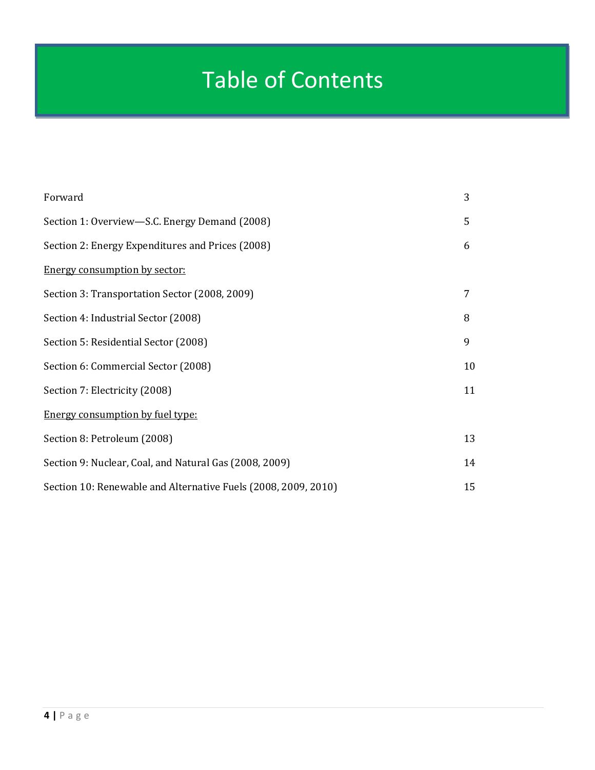# Table of Contents

| | |
|---|---|
| Forward | 3 |
| Section 1: Overview—S.C. Energy Demand (2008) | 5 |
| Section 2: Energy Expenditures and Prices (2008) | 6 |
| <u>Energy consumption by sector:</u> | |
| Section 3: Transportation Sector (2008, 2009) | 7 |
| Section 4: Industrial Sector (2008) | 8 |
| Section 5: Residential Sector (2008) | 9 |
| Section 6: Commercial Sector (2008) | 10 |
| Section 7: Electricity (2008) | 11 |
| <u>Energy consumption by fuel type:</u> | |
| Section 8: Petroleum (2008) | 13 |
| Section 9: Nuclear, Coal, and Natural Gas (2008, 2009) | 14 |
| Section 10: Renewable and Alternative Fuels (2008, 2009, 2010) | 15 |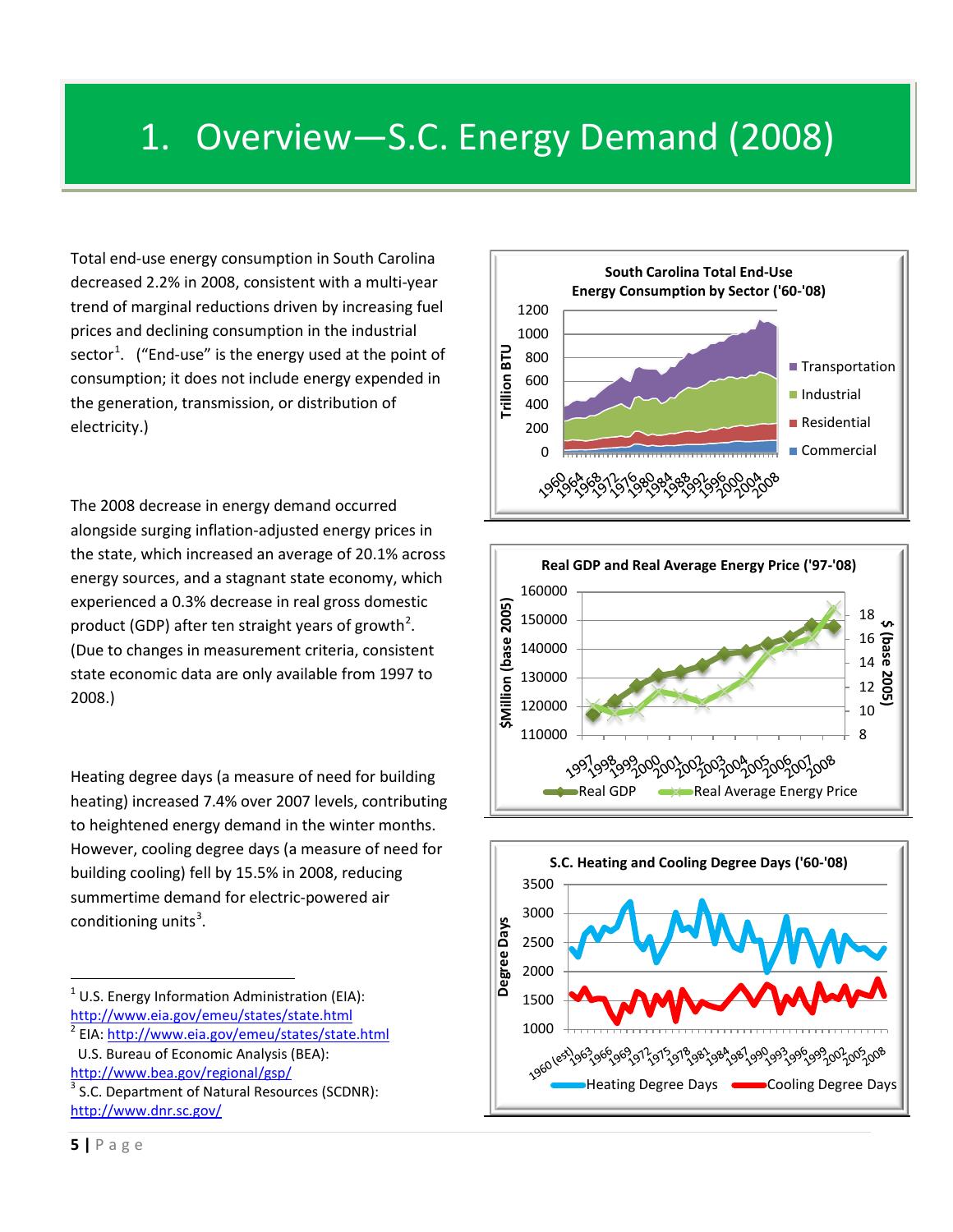# 1. Overview—S.C. Energy Demand (2008)

Total end-use energy consumption in South Carolina decreased 2.2% in 2008, consistent with a multi-year trend of marginal reductions driven by increasing fuel prices and declining consumption in the industrial sector[1]. ("End-use" is the energy used at the point of consumption; it does not include energy expended in the generation, transmission, or distribution of electricity.)

The 2008 decrease in energy demand occurred alongside surging inflation-adjusted energy prices in the state, which increased an average of 20.1% across energy sources, and a stagnant state economy, which experienced a 0.3% decrease in real gross domestic product (GDP) after ten straight years of growth[2]. (Due to changes in measurement criteria, consistent state economic data are only available from 1997 to 2008.)

Heating degree days (a measure of need for building heating) increased 7.4% over 2007 levels, contributing to heightened energy demand in the winter months. However, cooling degree days (a measure of need for building cooling) fell by 15.5% in 2008, reducing summertime demand for electric-powered air conditioning units[3].

**South Carolina Total End-Use Energy Consumption by Sector ('60-'08)**

**Real GDP and Real Average Energy Price ('97-'08)**

**S.C. Heating and Cooling Degree Days ('60-'08)**

---

[1] U.S. Energy Information Administration (EIA): http://www.eia.gov/emeu/states/state.html

[2] EIA: http://www.eia.gov/emeu/states/state.html
U.S. Bureau of Economic Analysis (BEA): http://www.bea.gov/regional/gsp/

[3] S.C. Department of Natural Resources (SCDNR): http://www.dnr.sc.gov/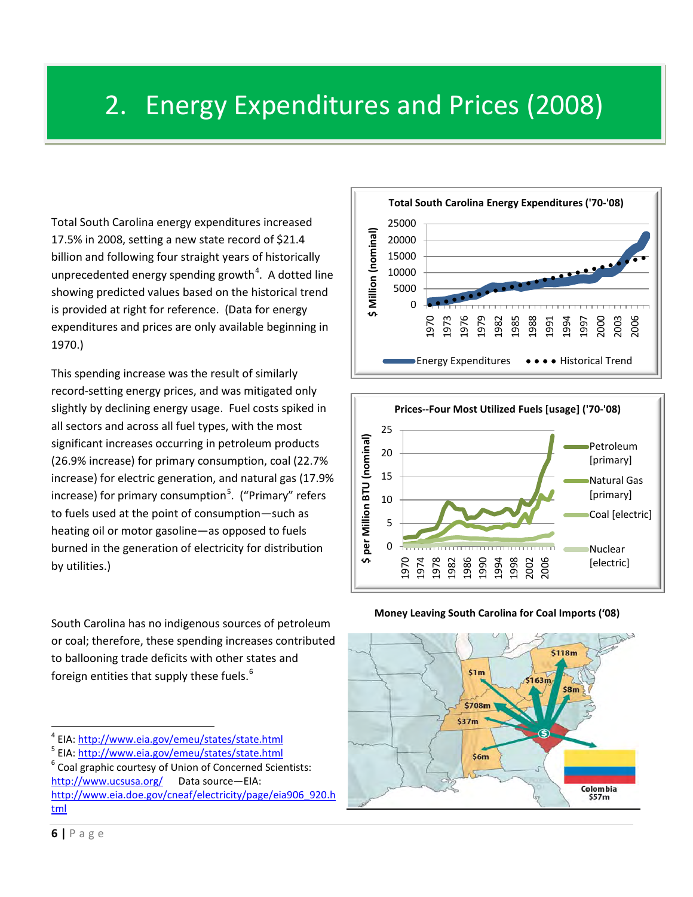# 2. Energy Expenditures and Prices (2008)

Total South Carolina energy expenditures increased 17.5% in 2008, setting a new state record of $21.4 billion and following four straight years of historically unprecedented energy spending growth[4]. A dotted line showing predicted values based on the historical trend is provided at right for reference. (Data for energy expenditures and prices are only available beginning in 1970.)

This spending increase was the result of similarly record-setting energy prices, and was mitigated only slightly by declining energy usage. Fuel costs spiked in all sectors and across all fuel types, with the most significant increases occurring in petroleum products (26.9% increase) for primary consumption, coal (22.7% increase) for electric generation, and natural gas (17.9% increase) for primary consumption[5]. ("Primary" refers to fuels used at the point of consumption—such as heating oil or motor gasoline—as opposed to fuels burned in the generation of electricity for distribution by utilities.)

South Carolina has no indigenous sources of petroleum or coal; therefore, these spending increases contributed to ballooning trade deficits with other states and foreign entities that supply these fuels.[6]

**Total South Carolina Energy Expenditures ('70-'08)**

**Prices--Four Most Utilized Fuels [usage] ('70-'08)**

**Money Leaving South Carolina for Coal Imports ('08)**

---

[4] EIA: http://www.eia.gov/emeu/states/state.html

[5] EIA: http://www.eia.gov/emeu/states/state.html

[6] Coal graphic courtesy of Union of Concerned Scientists: http://www.ucsusa.org/ Data source—EIA: http://www.eia.doe.gov/cneaf/electricity/page/eia906_920.html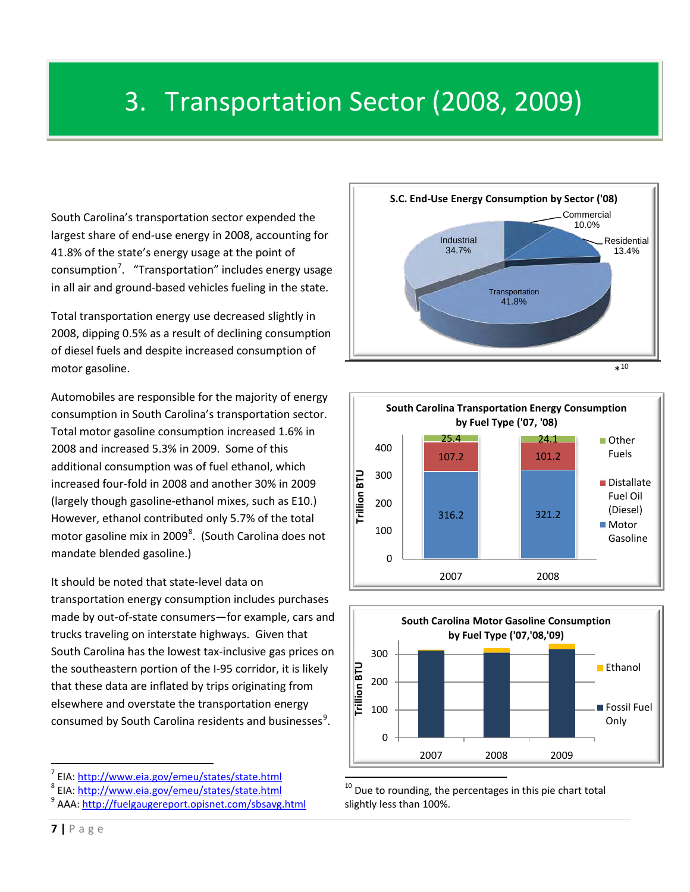# 3. Transportation Sector (2008, 2009)

South Carolina's transportation sector expended the largest share of end-use energy in 2008, accounting for 41.8% of the state's energy usage at the point of consumption[7]. "Transportation" includes energy usage in all air and ground-based vehicles fueling in the state.

Total transportation energy use decreased slightly in 2008, dipping 0.5% as a result of declining consumption of diesel fuels and despite increased consumption of motor gasoline.

Automobiles are responsible for the majority of energy consumption in South Carolina's transportation sector. Total motor gasoline consumption increased 1.6% in 2008 and increased 5.3% in 2009. Some of this additional consumption was of fuel ethanol, which increased four-fold in 2008 and another 30% in 2009 (largely though gasoline-ethanol mixes, such as E10.) However, ethanol contributed only 5.7% of the total motor gasoline mix in 2009[8]. (South Carolina does not mandate blended gasoline.)

It should be noted that state-level data on transportation energy consumption includes purchases made by out-of-state consumers—for example, cars and trucks traveling on interstate highways. Given that South Carolina has the lowest tax-inclusive gas prices on the southeastern portion of the I-95 corridor, it is likely that these data are inflated by trips originating from elsewhere and overstate the transportation energy consumed by South Carolina residents and businesses[9].

**S.C. End-Use Energy Consumption by Sector ('08)**

| Sector | Share |
|---|---|
| Commercial | 10.0% |
| Residential | 13.4% |
| Transportation | 41.8% |
| Industrial | 34.7% |

*[10]

**South Carolina Transportation Energy Consumption by Fuel Type ('07, '08)** (Trillion BTU)

| Fuel | 2007 | 2008 |
|---|---|---|
| Other Fuels | 25.4 | 24.1 |
| Distallate Fuel Oil (Diesel) | 107.2 | 101.2 |
| Motor Gasoline | 316.2 | 321.2 |

**South Carolina Motor Gasoline Consumption by Fuel Type ('07,'08,'09)**

Trillion BTU; series: Ethanol, Fossil Fuel Only; years: 2007, 2008, 2009

---

[7] EIA: http://www.eia.gov/emeu/states/state.html

[8] EIA: http://www.eia.gov/emeu/states/state.html

[9] AAA: http://fuelgaugereport.opisnet.com/sbsavg.html

[10] Due to rounding, the percentages in this pie chart total slightly less than 100%.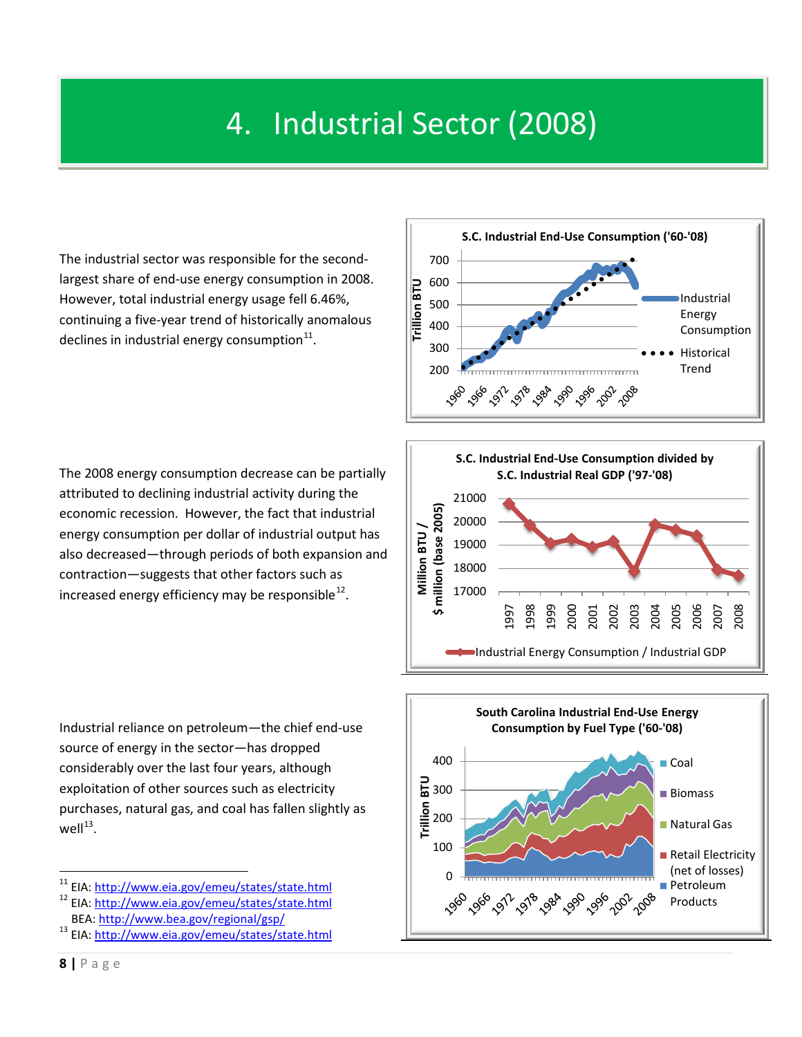# 4. Industrial Sector (2008)

The industrial sector was responsible for the second-largest share of end-use energy consumption in 2008. However, total industrial energy usage fell 6.46%, continuing a five-year trend of historically anomalous declines in industrial energy consumption[11].

**S.C. Industrial End-Use Consumption ('60-'08)**

Trillion BTU

Industrial Energy Consumption
Historical Trend

The 2008 energy consumption decrease can be partially attributed to declining industrial activity during the economic recession. However, the fact that industrial energy consumption per dollar of industrial output has also decreased—through periods of both expansion and contraction—suggests that other factors such as increased energy efficiency may be responsible[12].

**S.C. Industrial End-Use Consumption divided by S.C. Industrial Real GDP ('97-'08)**

Million BTU / $ million (base 2005)

Industrial Energy Consumption / Industrial GDP

Industrial reliance on petroleum—the chief end-use source of energy in the sector—has dropped considerably over the last four years, although exploitation of other sources such as electricity purchases, natural gas, and coal has fallen slightly as well[13].

**South Carolina Industrial End-Use Energy Consumption by Fuel Type ('60-'08)**

Trillion BTU

Coal
Biomass
Natural Gas
Retail Electricity (net of losses)
Petroleum Products

---

[11] EIA: http://www.eia.gov/emeu/states/state.html

[12] EIA: http://www.eia.gov/emeu/states/state.html
BEA: http://www.bea.gov/regional/gsp/

[13] EIA: http://www.eia.gov/emeu/states/state.html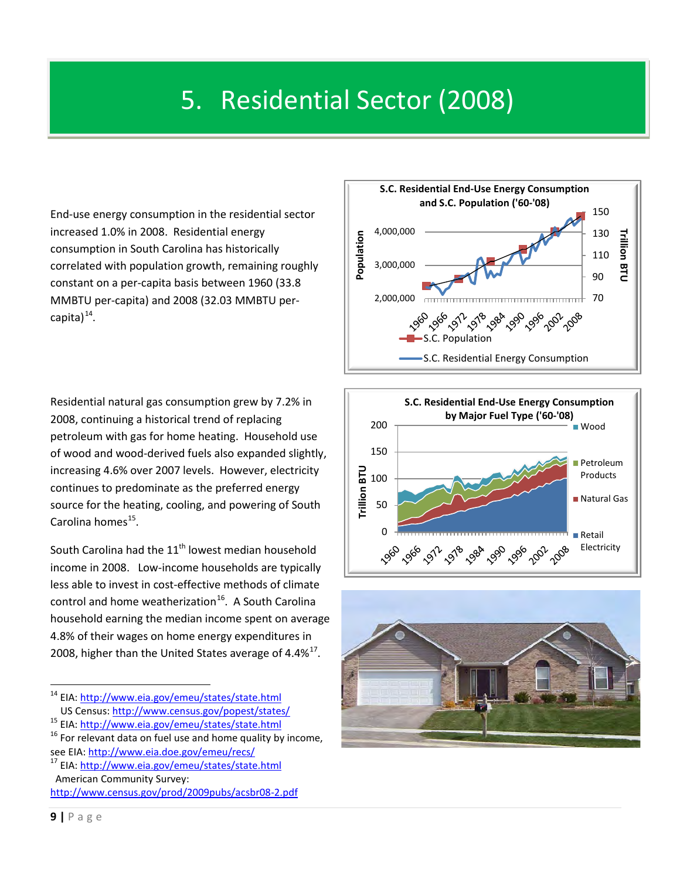# 5. Residential Sector (2008)

End-use energy consumption in the residential sector increased 1.0% in 2008. Residential energy consumption in South Carolina has historically correlated with population growth, remaining roughly constant on a per-capita basis between 1960 (33.8 MMBTU per-capita) and 2008 (32.03 MMBTU per-capita)[14].

Residential natural gas consumption grew by 7.2% in 2008, continuing a historical trend of replacing petroleum with gas for home heating. Household use of wood and wood-derived fuels also expanded slightly, increasing 4.6% over 2007 levels. However, electricity continues to predominate as the preferred energy source for the heating, cooling, and powering of South Carolina homes[15].

South Carolina had the 11th lowest median household income in 2008. Low-income households are typically less able to invest in cost-effective methods of climate control and home weatherization[16]. A South Carolina household earning the median income spent on average 4.8% of their wages on home energy expenditures in 2008, higher than the United States average of 4.4%[17].

---

[14] EIA: http://www.eia.gov/emeu/states/state.html
US Census: http://www.census.gov/popest/states/

[15] EIA: http://www.eia.gov/emeu/states/state.html

[16] For relevant data on fuel use and home quality by income, see EIA: http://www.eia.doe.gov/emeu/recs/

[17] EIA: http://www.eia.gov/emeu/states/state.html
American Community Survey: http://www.census.gov/prod/2009pubs/acsbr08-2.pdf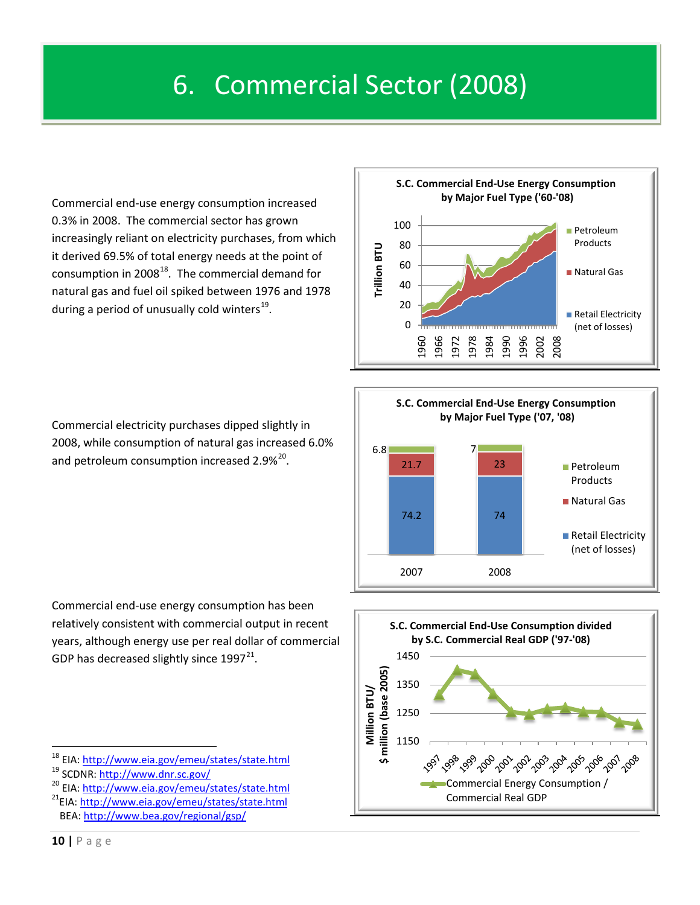# 6. Commercial Sector (2008)

Commercial end-use energy consumption increased 0.3% in 2008. The commercial sector has grown increasingly reliant on electricity purchases, from which it derived 69.5% of total energy needs at the point of consumption in 2008[18]. The commercial demand for natural gas and fuel oil spiked between 1976 and 1978 during a period of unusually cold winters[19].

**S.C. Commercial End-Use Energy Consumption by Major Fuel Type ('60-'08)**

Commercial electricity purchases dipped slightly in 2008, while consumption of natural gas increased 6.0% and petroleum consumption increased 2.9%[20].

**S.C. Commercial End-Use Energy Consumption by Major Fuel Type ('07, '08)**

| | 2007 | 2008 |
|---|---|---|
| Petroleum Products | 6.8 | 7 |
| Natural Gas | 21.7 | 23 |
| Retail Electricity (net of losses) | 74.2 | 74 |

Commercial end-use energy consumption has been relatively consistent with commercial output in recent years, although energy use per real dollar of commercial GDP has decreased slightly since 1997[21].

**S.C. Commercial End-Use Consumption divided by S.C. Commercial Real GDP ('97-'08)**

---

[18] EIA: http://www.eia.gov/emeu/states/state.html
[19] SCDNR: http://www.dnr.sc.gov/
[20] EIA: http://www.eia.gov/emeu/states/state.html
[21] EIA: http://www.eia.gov/emeu/states/state.html
BEA: http://www.bea.gov/regional/gsp/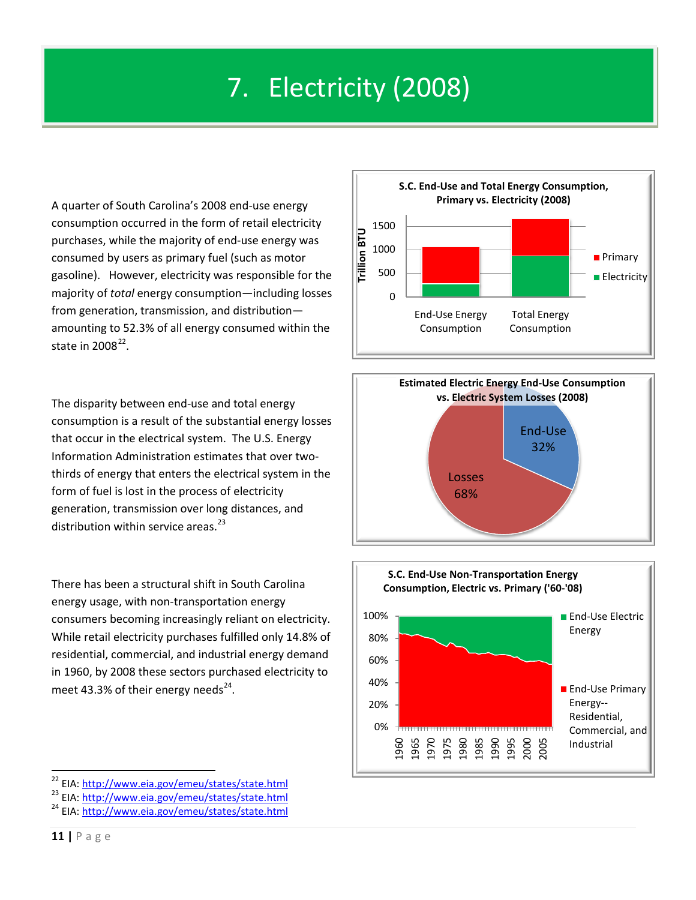# 7. Electricity (2008)

A quarter of South Carolina's 2008 end-use energy consumption occurred in the form of retail electricity purchases, while the majority of end-use energy was consumed by users as primary fuel (such as motor gasoline). However, electricity was responsible for the majority of *total* energy consumption—including losses from generation, transmission, and distribution—amounting to 52.3% of all energy consumed within the state in 2008[22].

The disparity between end-use and total energy consumption is a result of the substantial energy losses that occur in the electrical system. The U.S. Energy Information Administration estimates that over two-thirds of energy that enters the electrical system in the form of fuel is lost in the process of electricity generation, transmission over long distances, and distribution within service areas.[23]

There has been a structural shift in South Carolina energy usage, with non-transportation energy consumers becoming increasingly reliant on electricity. While retail electricity purchases fulfilled only 14.8% of residential, commercial, and industrial energy demand in 1960, by 2008 these sectors purchased electricity to meet 43.3% of their energy needs[24].

**S.C. End-Use and Total Energy Consumption, Primary vs. Electricity (2008)**

**Estimated Electric Energy End-Use Consumption vs. Electric System Losses (2008)**

End-Use 32%; Losses 68%

**S.C. End-Use Non-Transportation Energy Consumption, Electric vs. Primary ('60-'08)**

---

[22] EIA: http://www.eia.gov/emeu/states/state.html
[23] EIA: http://www.eia.gov/emeu/states/state.html
[24] EIA: http://www.eia.gov/emeu/states/state.html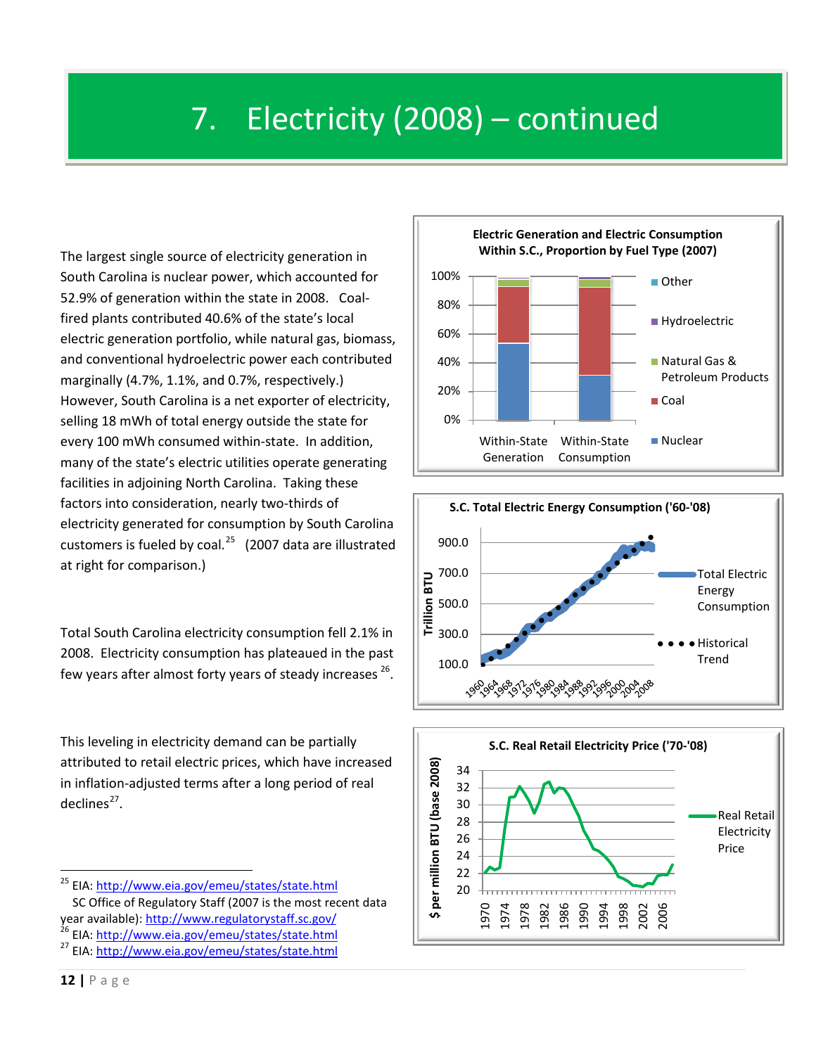# 7. Electricity (2008) – continued

The largest single source of electricity generation in South Carolina is nuclear power, which accounted for 52.9% of generation within the state in 2008. Coal-fired plants contributed 40.6% of the state's local electric generation portfolio, while natural gas, biomass, and conventional hydroelectric power each contributed marginally (4.7%, 1.1%, and 0.7%, respectively.) However, South Carolina is a net exporter of electricity, selling 18 mWh of total energy outside the state for every 100 mWh consumed within-state. In addition, many of the state's electric utilities operate generating facilities in adjoining North Carolina. Taking these factors into consideration, nearly two-thirds of electricity generated for consumption by South Carolina customers is fueled by coal.[25] (2007 data are illustrated at right for comparison.)

Total South Carolina electricity consumption fell 2.1% in 2008. Electricity consumption has plateaued in the past few years after almost forty years of steady increases[26].

This leveling in electricity demand can be partially attributed to retail electric prices, which have increased in inflation-adjusted terms after a long period of real declines[27].

**Electric Generation and Electric Consumption Within S.C., Proportion by Fuel Type (2007)**

**S.C. Total Electric Energy Consumption ('60-'08)**

**S.C. Real Retail Electricity Price ('70-'08)**

---

[25] EIA: http://www.eia.gov/emeu/states/state.html
SC Office of Regulatory Staff (2007 is the most recent data year available): http://www.regulatorystaff.sc.gov/

[26] EIA: http://www.eia.gov/emeu/states/state.html

[27] EIA: http://www.eia.gov/emeu/states/state.html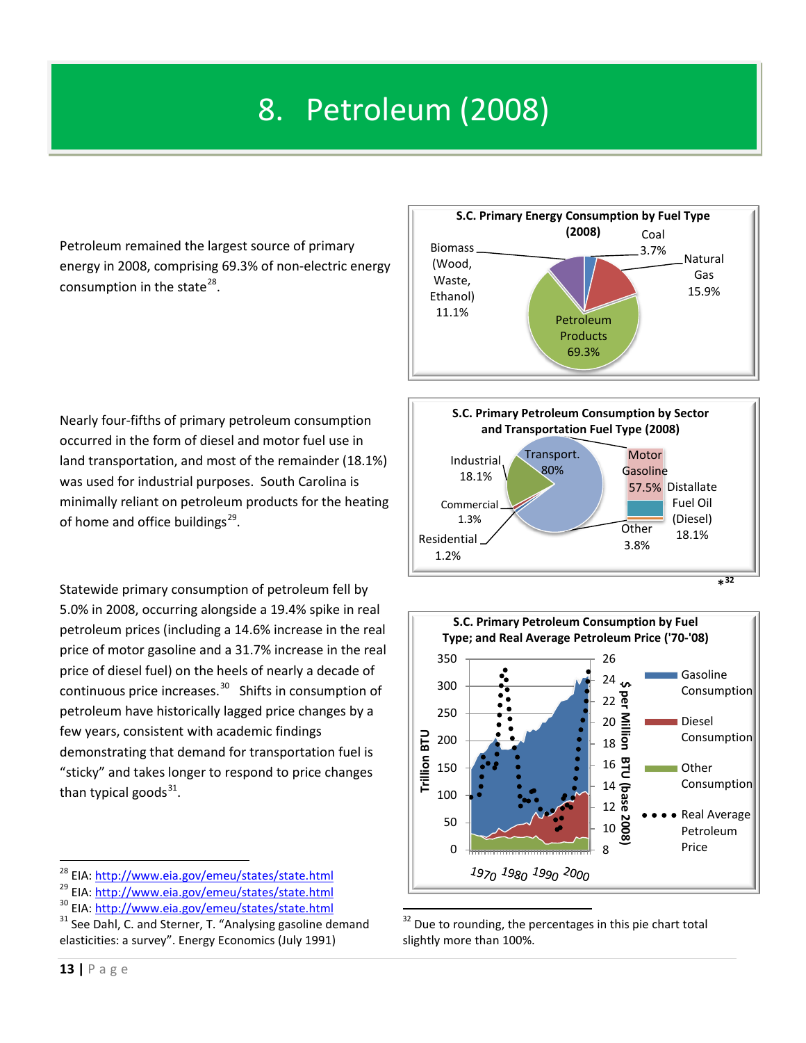# 8. Petroleum (2008)

Petroleum remained the largest source of primary energy in 2008, comprising 69.3% of non-electric energy consumption in the state[28].

**S.C. Primary Energy Consumption by Fuel Type (2008)**

- Coal 3.7%
- Natural Gas 15.9%
- Petroleum Products 69.3%
- Biomass (Wood, Waste, Ethanol) 11.1%

Nearly four-fifths of primary petroleum consumption occurred in the form of diesel and motor fuel use in land transportation, and most of the remainder (18.1%) was used for industrial purposes. South Carolina is minimally reliant on petroleum products for the heating of home and office buildings[29].

**S.C. Primary Petroleum Consumption by Sector and Transportation Fuel Type (2008)**

- Transport. 80%
  - Motor Gasoline 57.5%
  - Distallate Fuel Oil (Diesel) 18.1%
  - Other 3.8%
- Industrial 18.1%
- Commercial 1.3%
- Residential 1.2%

*[32]

Statewide primary consumption of petroleum fell by 5.0% in 2008, occurring alongside a 19.4% spike in real petroleum prices (including a 14.6% increase in the real price of motor gasoline and a 31.7% increase in the real price of diesel fuel) on the heels of nearly a decade of continuous price increases.[30] Shifts in consumption of petroleum have historically lagged price changes by a few years, consistent with academic findings demonstrating that demand for transportation fuel is "sticky" and takes longer to respond to price changes than typical goods[31].

**S.C. Primary Petroleum Consumption by Fuel Type; and Real Average Petroleum Price ('70-'08)**

(Left axis: Trillion BTU, 0–350; Right axis: $ per Million BTU (base 2008), 8–26; x-axis: 1970, 1980, 1990, 2000. Series: Gasoline Consumption, Diesel Consumption, Other Consumption, Real Average Petroleum Price)

---

[28] EIA: http://www.eia.gov/emeu/states/state.html

[29] EIA: http://www.eia.gov/emeu/states/state.html

[30] EIA: http://www.eia.gov/emeu/states/state.html

[31] See Dahl, C. and Sterner, T. "Analysing gasoline demand elasticities: a survey". Energy Economics (July 1991)

[32] Due to rounding, the percentages in this pie chart total slightly more than 100%.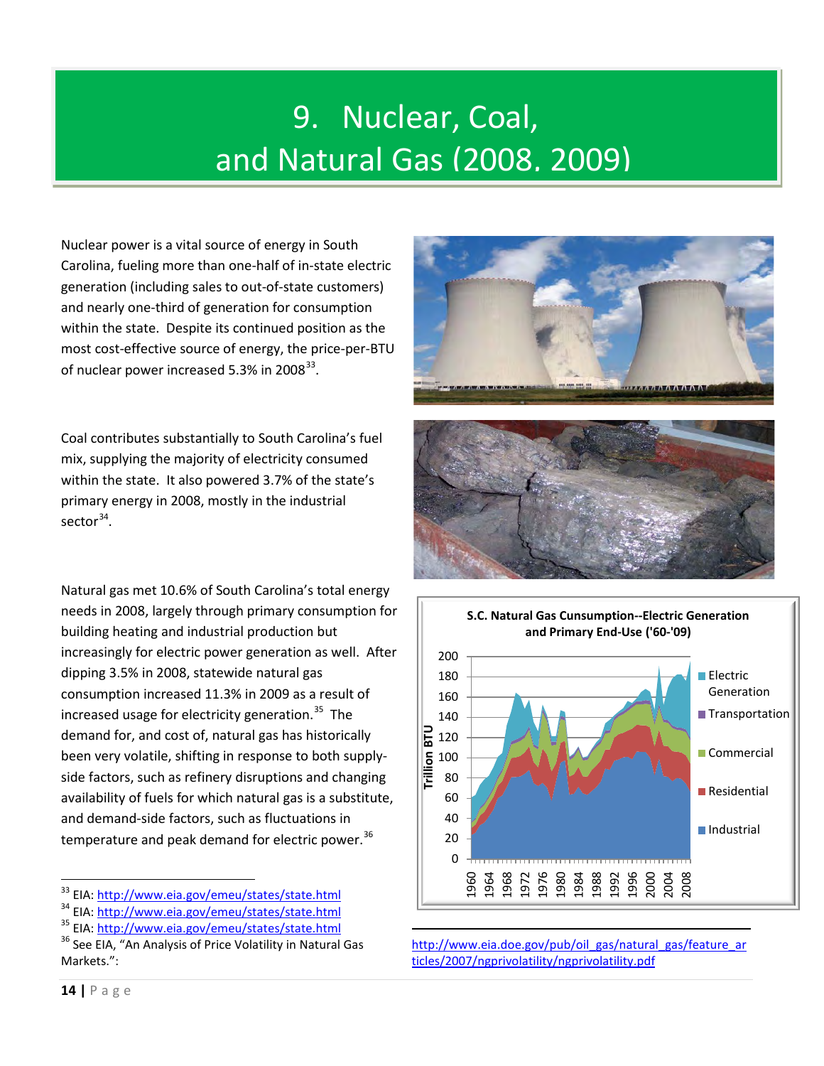# 9. Nuclear, Coal, and Natural Gas (2008. 2009)

Nuclear power is a vital source of energy in South Carolina, fueling more than one-half of in-state electric generation (including sales to out-of-state customers) and nearly one-third of generation for consumption within the state. Despite its continued position as the most cost-effective source of energy, the price-per-BTU of nuclear power increased 5.3% in 2008[33].

Coal contributes substantially to South Carolina's fuel mix, supplying the majority of electricity consumed within the state. It also powered 3.7% of the state's primary energy in 2008, mostly in the industrial sector[34].

Natural gas met 10.6% of South Carolina's total energy needs in 2008, largely through primary consumption for building heating and industrial production but increasingly for electric power generation as well. After dipping 3.5% in 2008, statewide natural gas consumption increased 11.3% in 2009 as a result of increased usage for electricity generation.[35] The demand for, and cost of, natural gas has historically been very volatile, shifting in response to both supply-side factors, such as refinery disruptions and changing availability of fuels for which natural gas is a substitute, and demand-side factors, such as fluctuations in temperature and peak demand for electric power.[36]

S.C. Natural Gas Cunsumption--Electric Generation and Primary End-Use ('60-'09)

---

[33] EIA: http://www.eia.gov/emeu/states/state.html

[34] EIA: http://www.eia.gov/emeu/states/state.html

[35] EIA: http://www.eia.gov/emeu/states/state.html

[36] See EIA, "An Analysis of Price Volatility in Natural Gas Markets.": http://www.eia.doe.gov/pub/oil_gas/natural_gas/feature_articles/2007/ngprivolatility/ngprivolatility.pdf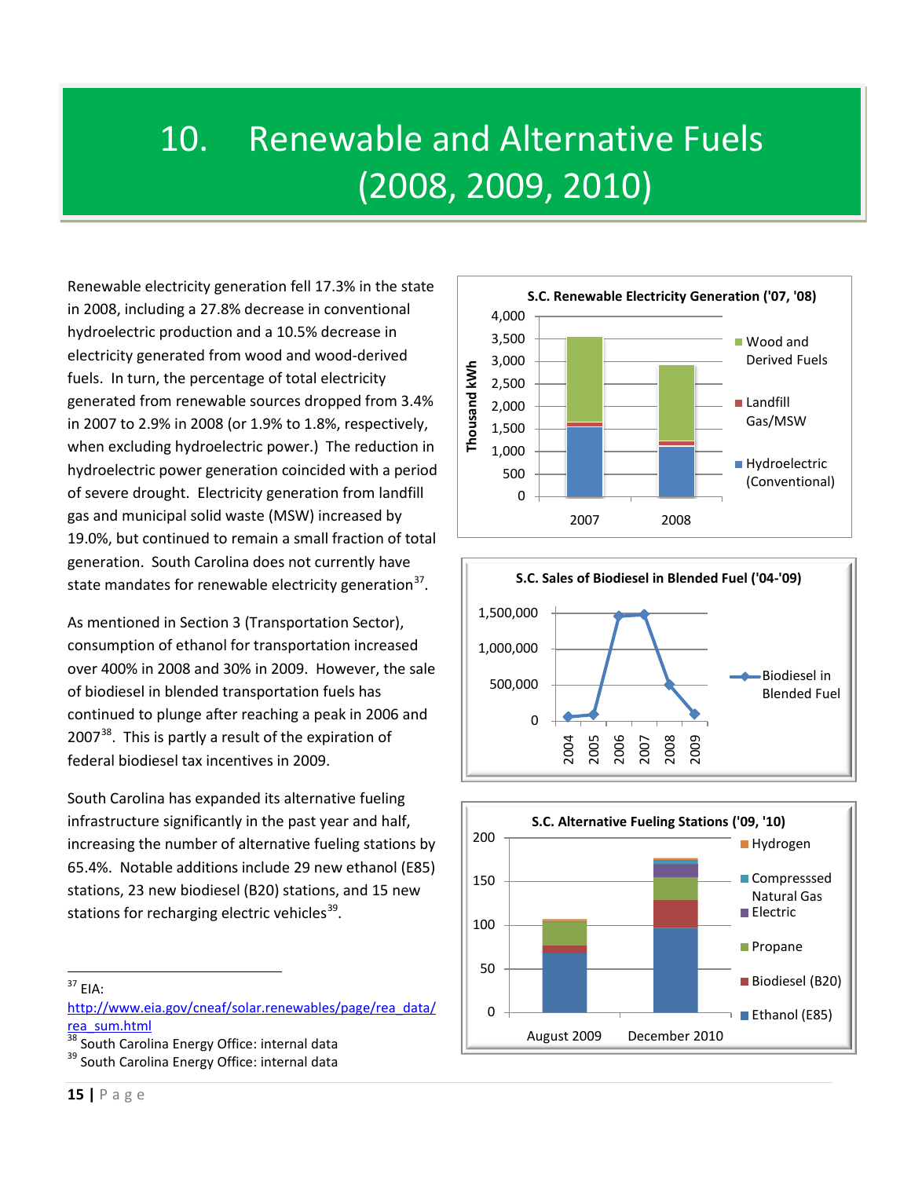# 10. Renewable and Alternative Fuels (2008, 2009, 2010)

Renewable electricity generation fell 17.3% in the state in 2008, including a 27.8% decrease in conventional hydroelectric production and a 10.5% decrease in electricity generated from wood and wood-derived fuels. In turn, the percentage of total electricity generated from renewable sources dropped from 3.4% in 2007 to 2.9% in 2008 (or 1.9% to 1.8%, respectively, when excluding hydroelectric power.) The reduction in hydroelectric power generation coincided with a period of severe drought. Electricity generation from landfill gas and municipal solid waste (MSW) increased by 19.0%, but continued to remain a small fraction of total generation. South Carolina does not currently have state mandates for renewable electricity generation[37].

As mentioned in Section 3 (Transportation Sector), consumption of ethanol for transportation increased over 400% in 2008 and 30% in 2009. However, the sale of biodiesel in blended transportation fuels has continued to plunge after reaching a peak in 2006 and 2007[38]. This is partly a result of the expiration of federal biodiesel tax incentives in 2009.

South Carolina has expanded its alternative fueling infrastructure significantly in the past year and half, increasing the number of alternative fueling stations by 65.4%. Notable additions include 29 new ethanol (E85) stations, 23 new biodiesel (B20) stations, and 15 new stations for recharging electric vehicles[39].

S.C. Renewable Electricity Generation ('07, '08)
Thousand kWh
4,000
3,500
3,000
2,500
2,000
1,500
1,000
500
0
2007
2008
Wood and Derived Fuels
Landfill Gas/MSW
Hydroelectric (Conventional)

S.C. Sales of Biodiesel in Blended Fuel ('04-'09)
1,500,000
1,000,000
500,000
0
2004
2005
2006
2007
2008
2009
Biodiesel in Blended Fuel

S.C. Alternative Fueling Stations ('09, '10)
200
150
100
50
0
August 2009
December 2010
Hydrogen
Compresssed Natural Gas
Electric
Propane
Biodiesel (B20)
Ethanol (E85)

---

[37] EIA: http://www.eia.gov/cneaf/solar.renewables/page/rea_data/rea_sum.html

[38] South Carolina Energy Office: internal data

[39] South Carolina Energy Office: internal data